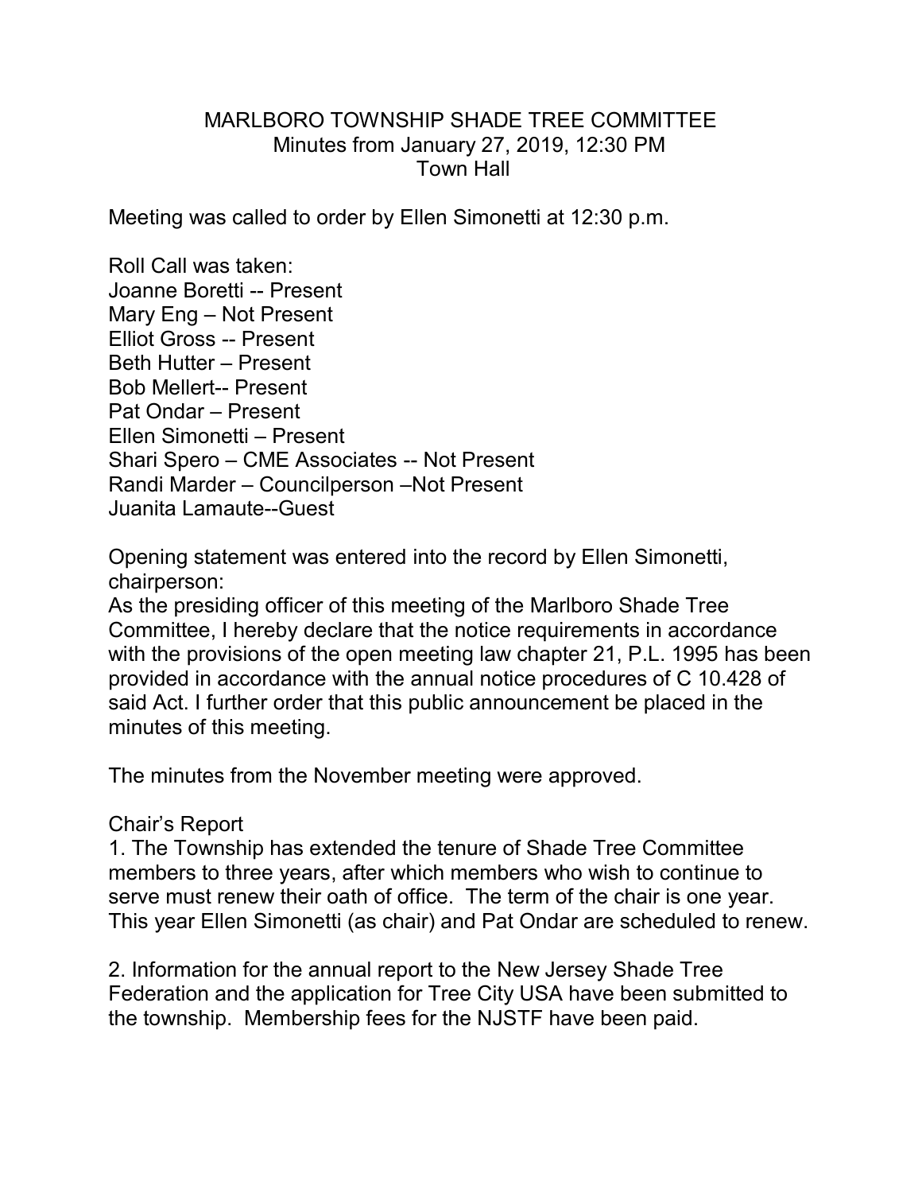# MARLBORO TOWNSHIP SHADE TREE COMMITTEE

Minutes from January 27, 2019, 12:30 PM

Town Hall

Meeting was called to order by Ellen Simonetti at 12:30 p.m.

Roll Call was taken:

Joanne Boretti -- Present  
Mary Eng – Not Present  
Elliot Gross -- Present  
Beth Hutter – Present  
Bob Mellert-- Present  
Pat Ondar – Present  
Ellen Simonetti – Present  
Shari Spero – CME Associates -- Not Present  
Randi Marder – Councilperson –Not Present  
Juanita Lamaute--Guest

Opening statement was entered into the record by Ellen Simonetti, chairperson:

As the presiding officer of this meeting of the Marlboro Shade Tree Committee, I hereby declare that the notice requirements in accordance with the provisions of the open meeting law chapter 21, P.L. 1995 has been provided in accordance with the annual notice procedures of C 10.428 of said Act. I further order that this public announcement be placed in the minutes of this meeting.

The minutes from the November meeting were approved.

Chair's Report

1. The Township has extended the tenure of Shade Tree Committee members to three years, after which members who wish to continue to serve must renew their oath of office. The term of the chair is one year. This year Ellen Simonetti (as chair) and Pat Ondar are scheduled to renew.

2. Information for the annual report to the New Jersey Shade Tree Federation and the application for Tree City USA have been submitted to the township. Membership fees for the NJSTF have been paid.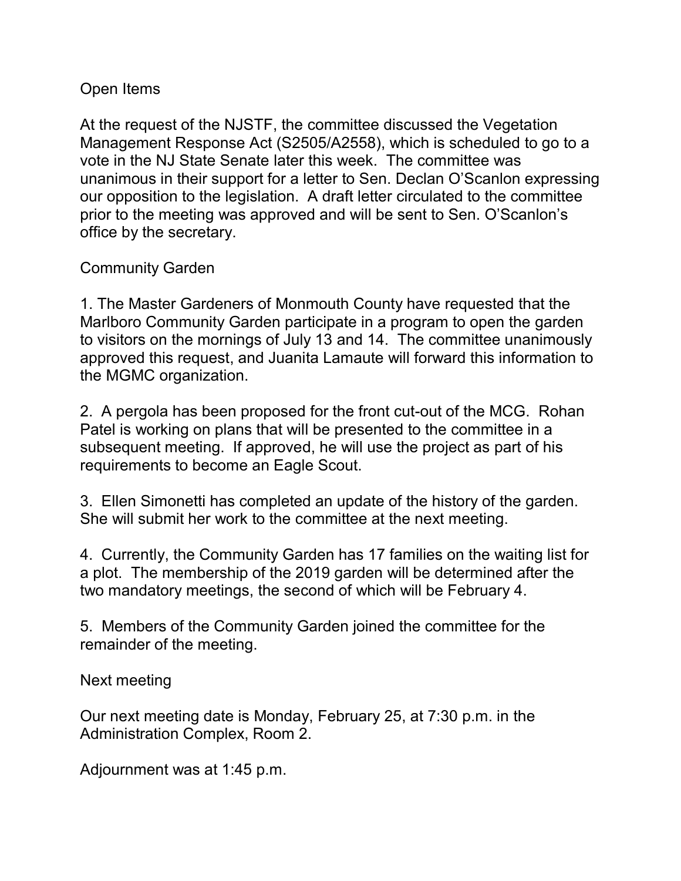Open Items

At the request of the NJSTF, the committee discussed the Vegetation Management Response Act (S2505/A2558), which is scheduled to go to a vote in the NJ State Senate later this week. The committee was unanimous in their support for a letter to Sen. Declan O'Scanlon expressing our opposition to the legislation. A draft letter circulated to the committee prior to the meeting was approved and will be sent to Sen. O'Scanlon's office by the secretary.

Community Garden

1. The Master Gardeners of Monmouth County have requested that the Marlboro Community Garden participate in a program to open the garden to visitors on the mornings of July 13 and 14. The committee unanimously approved this request, and Juanita Lamaute will forward this information to the MGMC organization.

2. A pergola has been proposed for the front cut-out of the MCG. Rohan Patel is working on plans that will be presented to the committee in a subsequent meeting. If approved, he will use the project as part of his requirements to become an Eagle Scout.

3. Ellen Simonetti has completed an update of the history of the garden. She will submit her work to the committee at the next meeting.

4. Currently, the Community Garden has 17 families on the waiting list for a plot. The membership of the 2019 garden will be determined after the two mandatory meetings, the second of which will be February 4.

5. Members of the Community Garden joined the committee for the remainder of the meeting.

Next meeting

Our next meeting date is Monday, February 25, at 7:30 p.m. in the Administration Complex, Room 2.

Adjournment was at 1:45 p.m.